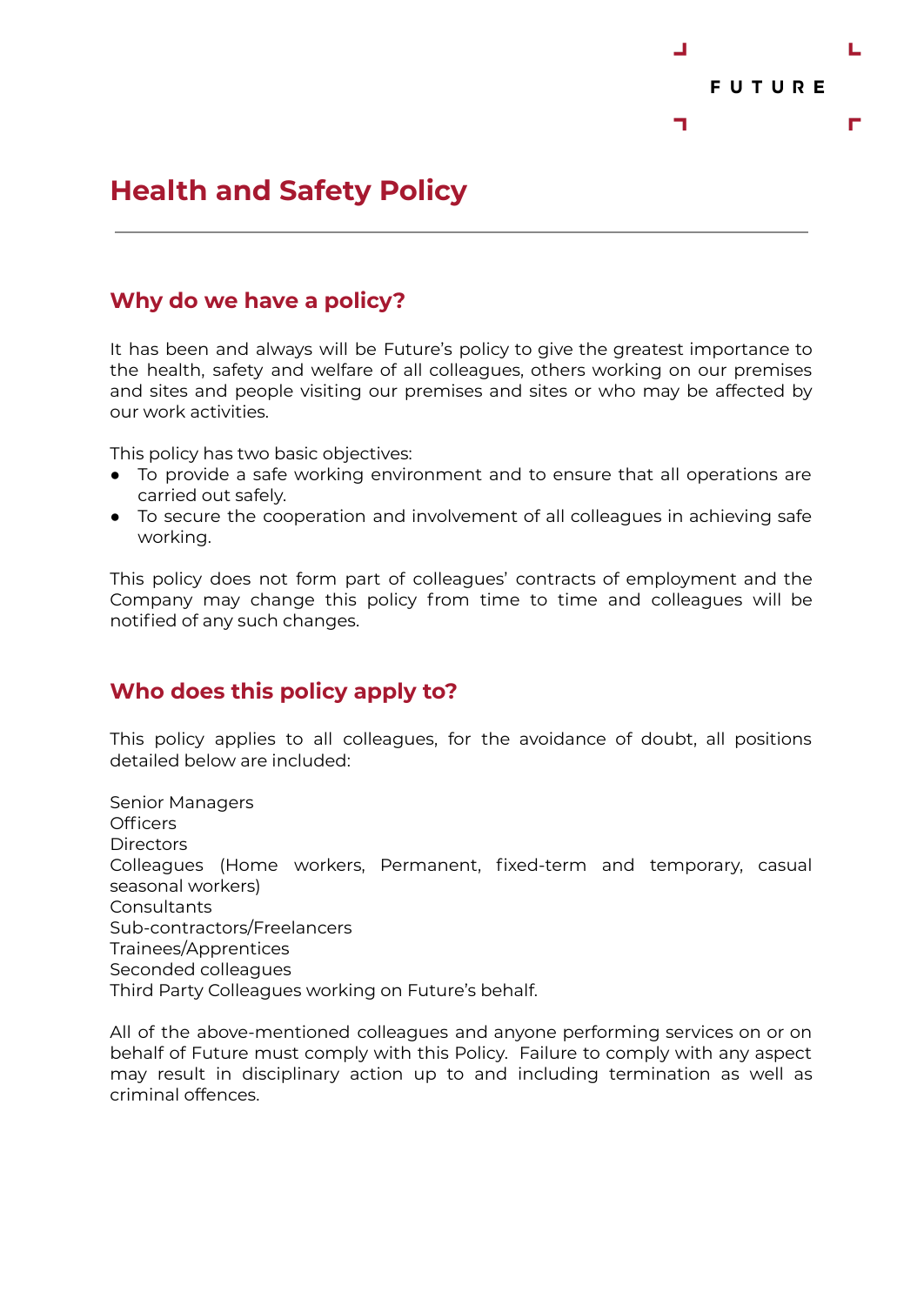# Health and Safety Policy

## Why do we have a policy?

It has been and always will be Future's policy to give the greatest importance to the health, safety and welfare of all colleagues, others working on our premises and sites and people visiting our premises and sites or who may be affected by our work activities.

This policy has two basic objectives:

- To provide a safe working environment and to ensure that all operations are carried out safely.
- To secure the cooperation and involvement of all colleagues in achieving safe working.

This policy does not form part of colleagues' contracts of employment and the Company may change this policy from time to time and colleagues will be notified of any such changes.

## Who does this policy apply to?

This policy applies to all colleagues, for the avoidance of doubt, all positions detailed below are included:

Senior Managers
Officers
Directors
Colleagues (Home workers, Permanent, fixed-term and temporary, casual seasonal workers)
Consultants
Sub-contractors/Freelancers
Trainees/Apprentices
Seconded colleagues
Third Party Colleagues working on Future's behalf.

All of the above-mentioned colleagues and anyone performing services on or on behalf of Future must comply with this Policy. Failure to comply with any aspect may result in disciplinary action up to and including termination as well as criminal offences.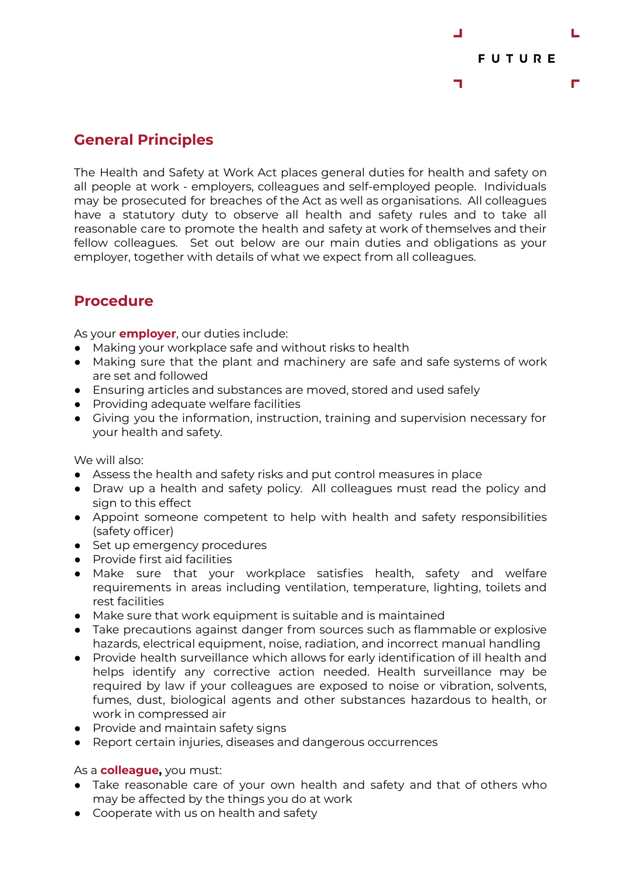## General Principles

The Health and Safety at Work Act places general duties for health and safety on all people at work - employers, colleagues and self-employed people. Individuals may be prosecuted for breaches of the Act as well as organisations. All colleagues have a statutory duty to observe all health and safety rules and to take all reasonable care to promote the health and safety at work of themselves and their fellow colleagues. Set out below are our main duties and obligations as your employer, together with details of what we expect from all colleagues.

## Procedure

As your **employer**, our duties include:

- Making your workplace safe and without risks to health
- Making sure that the plant and machinery are safe and safe systems of work are set and followed
- Ensuring articles and substances are moved, stored and used safely
- Providing adequate welfare facilities
- Giving you the information, instruction, training and supervision necessary for your health and safety.

We will also:

- Assess the health and safety risks and put control measures in place
- Draw up a health and safety policy. All colleagues must read the policy and sign to this effect
- Appoint someone competent to help with health and safety responsibilities (safety officer)
- Set up emergency procedures
- Provide first aid facilities
- Make sure that your workplace satisfies health, safety and welfare requirements in areas including ventilation, temperature, lighting, toilets and rest facilities
- Make sure that work equipment is suitable and is maintained
- Take precautions against danger from sources such as flammable or explosive hazards, electrical equipment, noise, radiation, and incorrect manual handling
- Provide health surveillance which allows for early identification of ill health and helps identify any corrective action needed. Health surveillance may be required by law if your colleagues are exposed to noise or vibration, solvents, fumes, dust, biological agents and other substances hazardous to health, or work in compressed air
- Provide and maintain safety signs
- Report certain injuries, diseases and dangerous occurrences

As a **colleague,** you must:

- Take reasonable care of your own health and safety and that of others who may be affected by the things you do at work
- Cooperate with us on health and safety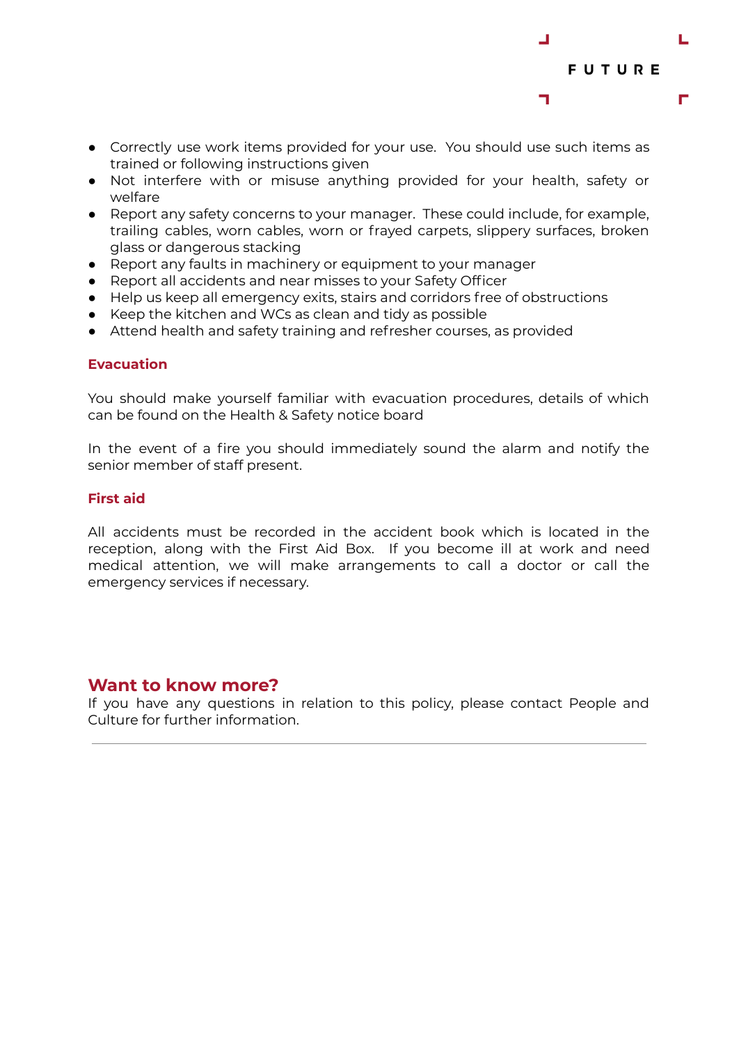- Correctly use work items provided for your use. You should use such items as trained or following instructions given
- Not interfere with or misuse anything provided for your health, safety or welfare
- Report any safety concerns to your manager. These could include, for example, trailing cables, worn cables, worn or frayed carpets, slippery surfaces, broken glass or dangerous stacking
- Report any faults in machinery or equipment to your manager
- Report all accidents and near misses to your Safety Officer
- Help us keep all emergency exits, stairs and corridors free of obstructions
- Keep the kitchen and WCs as clean and tidy as possible
- Attend health and safety training and refresher courses, as provided

### Evacuation

You should make yourself familiar with evacuation procedures, details of which can be found on the Health & Safety notice board

In the event of a fire you should immediately sound the alarm and notify the senior member of staff present.

### First aid

All accidents must be recorded in the accident book which is located in the reception, along with the First Aid Box. If you become ill at work and need medical attention, we will make arrangements to call a doctor or call the emergency services if necessary.

## Want to know more?

If you have any questions in relation to this policy, please contact People and Culture for further information.